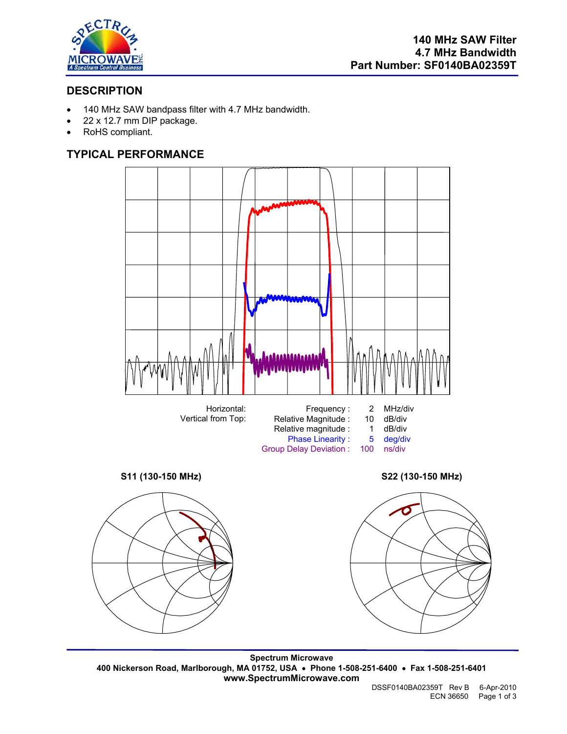# 140 MHz SAW Filter
## 4.7 MHz Bandwidth
## Part Number: SF0140BA02359T

## DESCRIPTION

- 140 MHz SAW bandpass filter with 4.7 MHz bandwidth.
- 22 x 12.7 mm DIP package.
- RoHS compliant.

## TYPICAL PERFORMANCE

| | | | |
|---|---|---|---|
| Horizontal: | Frequency : | 2 | MHz/div |
| Vertical from Top: | Relative Magnitude : | 10 | dB/div |
| | Relative magnitude : | 1 | dB/div |
| | Phase Linearity : | 5 | deg/div |
| | Group Delay Deviation : | 100 | ns/div |

**S11 (130-150 MHz)**

**S22 (130-150 MHz)**

**Spectrum Microwave**
**400 Nickerson Road, Marlborough, MA 01752, USA • Phone 1-508-251-6400 • Fax 1-508-251-6401**
**www.SpectrumMicrowave.com**

DSSF0140BA02359T Rev B 6-Apr-2010
ECN 36650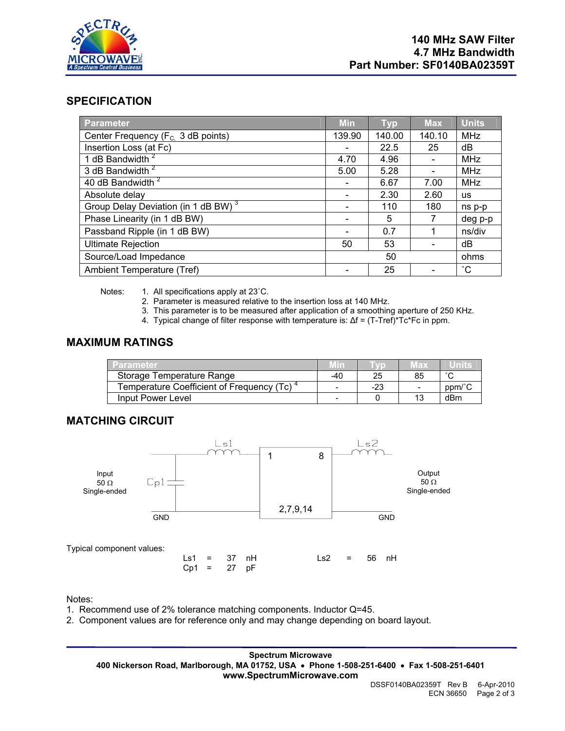**140 MHz SAW Filter**
**4.7 MHz Bandwidth**
**Part Number: SF0140BA02359T**

## SPECIFICATION

| Parameter | Min | Typ | Max | Units |
|---|---|---|---|---|
| Center Frequency ($F_C$, 3 dB points) | 139.90 | 140.00 | 140.10 | MHz |
| Insertion Loss (at Fc) | - | 22.5 | 25 | dB |
| 1 dB Bandwidth [2] | 4.70 | 4.96 | - | MHz |
| 3 dB Bandwidth [2] | 5.00 | 5.28 | - | MHz |
| 40 dB Bandwidth [2] | - | 6.67 | 7.00 | MHz |
| Absolute delay | - | 2.30 | 2.60 | us |
| Group Delay Deviation (in 1 dB BW) [3] | - | 110 | 180 | ns p-p |
| Phase Linearity (in 1 dB BW) | - | 5 | 7 | deg p-p |
| Passband Ripple (in 1 dB BW) | - | 0.7 | 1 | ns/div |
| Ultimate Rejection | 50 | 53 | - | dB |
| Source/Load Impedance | | 50 | | ohms |
| Ambient Temperature (Tref) | - | 25 | - | ˚C |

Notes:
1. All specifications apply at 23˚C.
2. Parameter is measured relative to the insertion loss at 140 MHz.
3. This parameter is to be measured after application of a smoothing aperture of 250 KHz.
4. Typical change of filter response with temperature is: Δf = (T-Tref)*Tc*Fc in ppm.

## MAXIMUM RATINGS

| Parameter | Min | Typ | Max | Units |
|---|---|---|---|---|
| Storage Temperature Range | -40 | 25 | 85 | ˚C |
| Temperature Coefficient of Frequency (Tc) [4] | - | -23 | - | ppm/˚C |
| Input Power Level | - | 0 | 13 | dBm |

## MATCHING CIRCUIT

Input 50 Ω Single-ended — Cp1 (shunt to GND) — Ls1 (series) — pin 1 [filter, ground pins 2,7,9,14] pin 8 — Ls2 (series) — Output 50 Ω Single-ended

Typical component values:

| | | | | | | |
|---|---|---|---|---|---|---|
| Ls1 | = | 37 nH | | Ls2 | = | 56 nH |
| Cp1 | = | 27 pF | | | | |

Notes:
1. Recommend use of 2% tolerance matching components. Inductor Q=45.
2. Component values are for reference only and may change depending on board layout.

**Spectrum Microwave**
**400 Nickerson Road, Marlborough, MA 01752, USA • Phone 1-508-251-6400 • Fax 1-508-251-6401**
**www.SpectrumMicrowave.com**

DSSF0140BA02359T Rev B 6-Apr-2010
ECN 36650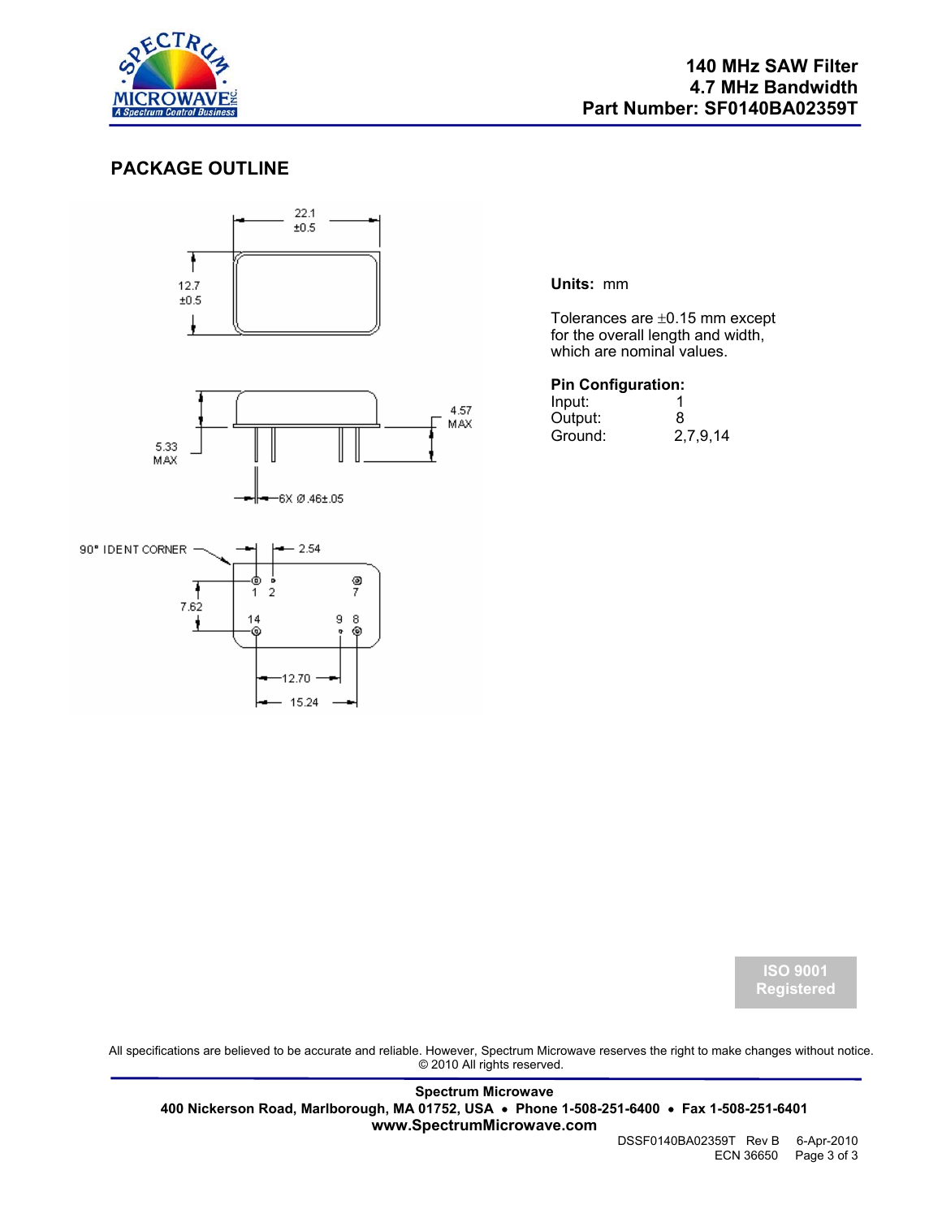# 140 MHz SAW Filter
# 4.7 MHz Bandwidth
# Part Number: SF0140BA02359T

## PACKAGE OUTLINE

22.1
±0.5

12.7
±0.5

4.57
MAX

5.33
MAX

6X Ø.46±.05

90° IDENT CORNER

2.54

7.62

1 2 7

14 9 8

12.70

15.24

**Units:** mm

Tolerances are ±0.15 mm except for the overall length and width, which are nominal values.

**Pin Configuration:**

| | |
|---|---|
| Input: | 1 |
| Output: | 8 |
| Ground: | 2,7,9,14 |

ISO 9001 Registered

All specifications are believed to be accurate and reliable. However, Spectrum Microwave reserves the right to make changes without notice. © 2010 All rights reserved.

**Spectrum Microwave**
**400 Nickerson Road, Marlborough, MA 01752, USA • Phone 1-508-251-6400 • Fax 1-508-251-6401**
**www.SpectrumMicrowave.com**

DSSF0140BA02359T Rev B 6-Apr-2010
ECN 36650